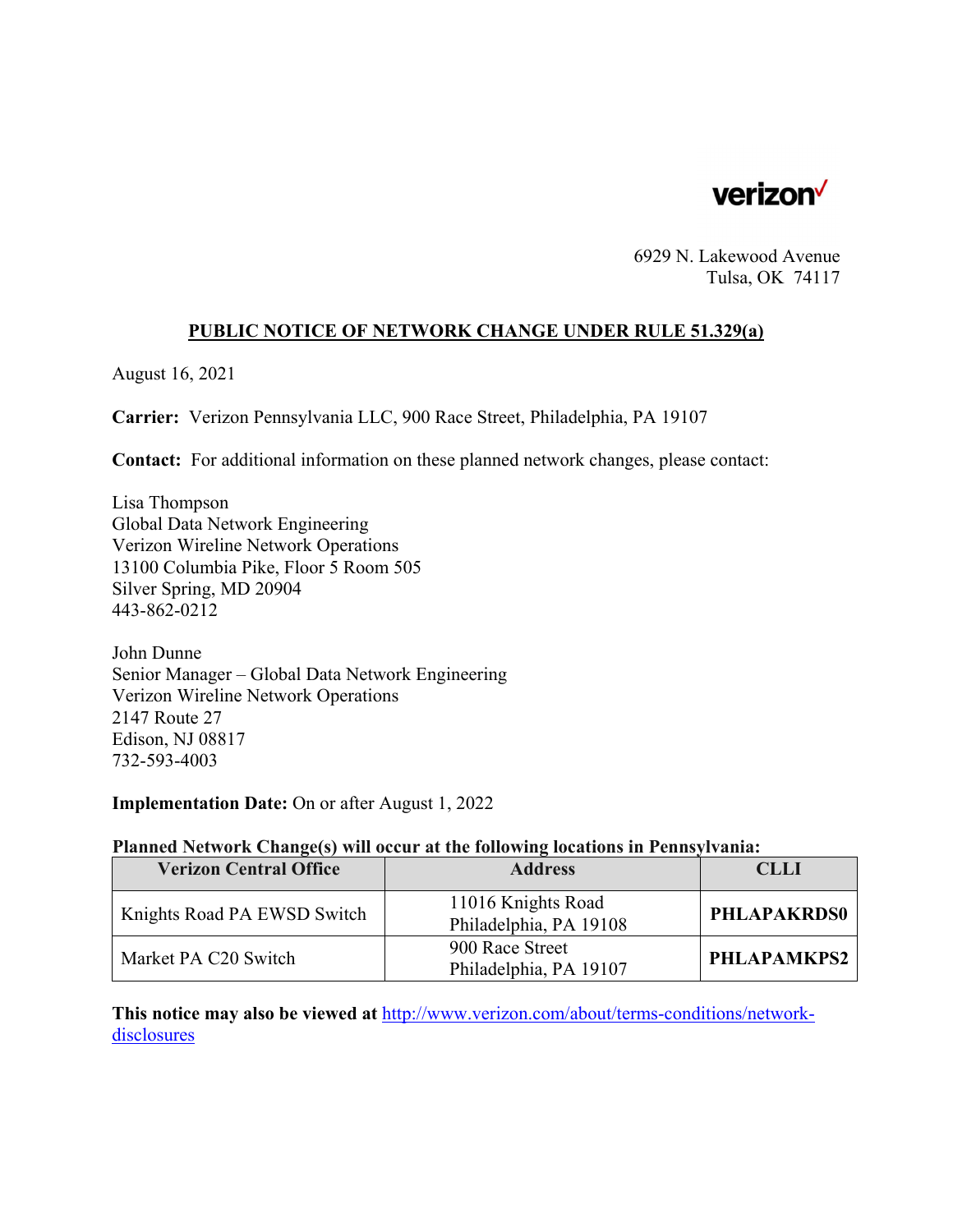verizon

6929 N. Lakewood Avenue
Tulsa, OK 74117

## PUBLIC NOTICE OF NETWORK CHANGE UNDER RULE 51.329(a)

August 16, 2021

**Carrier:** Verizon Pennsylvania LLC, 900 Race Street, Philadelphia, PA 19107

**Contact:** For additional information on these planned network changes, please contact:

Lisa Thompson
Global Data Network Engineering
Verizon Wireline Network Operations
13100 Columbia Pike, Floor 5 Room 505
Silver Spring, MD 20904
443-862-0212

John Dunne
Senior Manager – Global Data Network Engineering
Verizon Wireline Network Operations
2147 Route 27
Edison, NJ 08817
732-593-4003

**Implementation Date:** On or after August 1, 2022

**Planned Network Change(s) will occur at the following locations in Pennsylvania:**

| Verizon Central Office | Address | CLLI |
|---|---|---|
| Knights Road PA EWSD Switch | 11016 Knights Road Philadelphia, PA 19108 | **PHLAPAKRDS0** |
| Market PA C20 Switch | 900 Race Street Philadelphia, PA 19107 | **PHLAPAMKPS2** |

**This notice may also be viewed at** http://www.verizon.com/about/terms-conditions/network-disclosures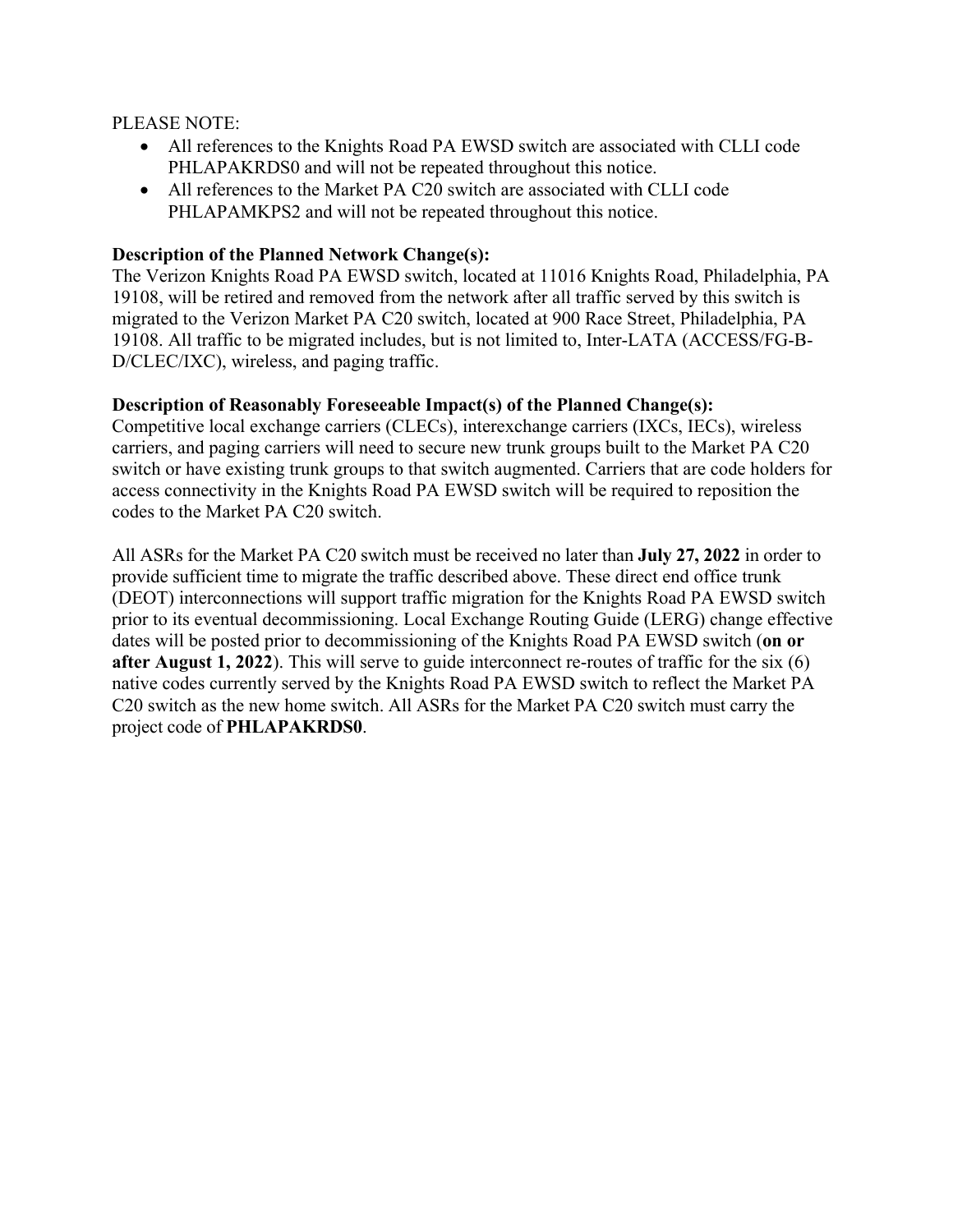PLEASE NOTE:

- All references to the Knights Road PA EWSD switch are associated with CLLI code PHLAPAKRDS0 and will not be repeated throughout this notice.
- All references to the Market PA C20 switch are associated with CLLI code PHLAPAMKPS2 and will not be repeated throughout this notice.

**Description of the Planned Network Change(s):**
The Verizon Knights Road PA EWSD switch, located at 11016 Knights Road, Philadelphia, PA 19108, will be retired and removed from the network after all traffic served by this switch is migrated to the Verizon Market PA C20 switch, located at 900 Race Street, Philadelphia, PA 19108. All traffic to be migrated includes, but is not limited to, Inter-LATA (ACCESS/FG-B-D/CLEC/IXC), wireless, and paging traffic.

**Description of Reasonably Foreseeable Impact(s) of the Planned Change(s):**
Competitive local exchange carriers (CLECs), interexchange carriers (IXCs, IECs), wireless carriers, and paging carriers will need to secure new trunk groups built to the Market PA C20 switch or have existing trunk groups to that switch augmented. Carriers that are code holders for access connectivity in the Knights Road PA EWSD switch will be required to reposition the codes to the Market PA C20 switch.

All ASRs for the Market PA C20 switch must be received no later than **July 27, 2022** in order to provide sufficient time to migrate the traffic described above. These direct end office trunk (DEOT) interconnections will support traffic migration for the Knights Road PA EWSD switch prior to its eventual decommissioning. Local Exchange Routing Guide (LERG) change effective dates will be posted prior to decommissioning of the Knights Road PA EWSD switch (**on or after August 1, 2022**). This will serve to guide interconnect re-routes of traffic for the six (6) native codes currently served by the Knights Road PA EWSD switch to reflect the Market PA C20 switch as the new home switch. All ASRs for the Market PA C20 switch must carry the project code of **PHLAPAKRDS0**.